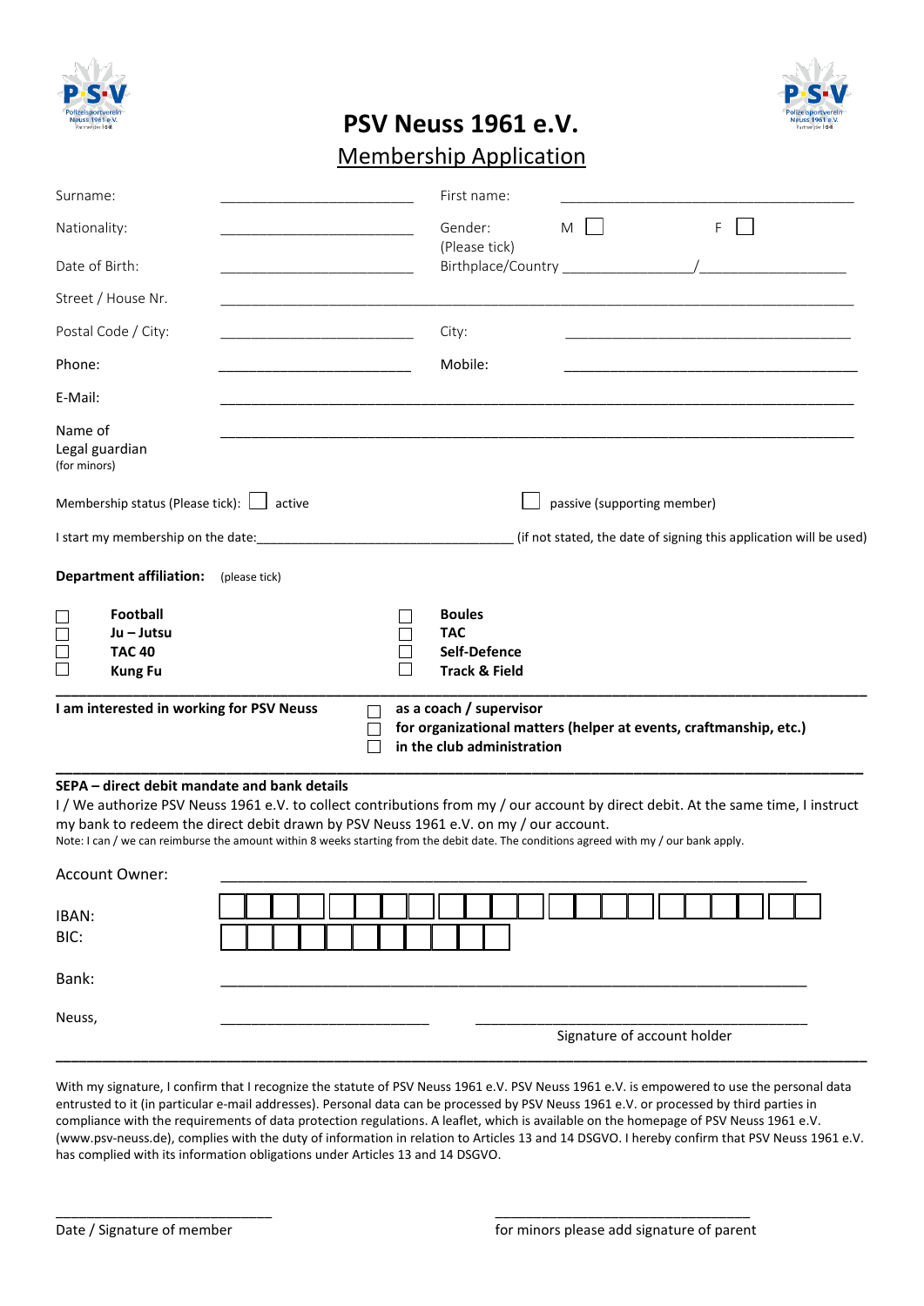# PSV Neuss 1961 e.V.

## Membership Application

Surname: ____________________ First name: ____________________

Nationality: ____________________ Gender: (Please tick) M ☐ F ☐

Date of Birth: ____________________ Birthplace/Country ______________/________________

Street / House Nr. ________________________________________________

Postal Code / City: ____________________ City: ____________________

Phone: ____________________ Mobile: ____________________

E-Mail: ________________________________________________

Name of Legal guardian (for minors) ________________________________________________

Membership status (Please tick): ☐ active ☐ passive (supporting member)

I start my membership on the date:______________________________ (if not stated, the date of signing this application will be used)

**Department affiliation:** (please tick)

☐ **Football**
☐ **Ju – Jutsu**
☐ **TAC 40**
☐ **Kung Fu**
☐ **Boules**
☐ **TAC**
☐ **Self-Defence**
☐ **Track & Field**

---

**I am interested in working for PSV Neuss**

☐ **as a coach / supervisor**
☐ **for organizational matters (helper at events, craftmanship, etc.)**
☐ **in the club administration**

---

**SEPA – direct debit mandate and bank details**

I / We authorize PSV Neuss 1961 e.V. to collect contributions from my / our account by direct debit. At the same time, I instruct my bank to redeem the direct debit drawn by PSV Neuss 1961 e.V. on my / our account.

Note: I can / we can reimburse the amount within 8 weeks starting from the debit date. The conditions agreed with my / our bank apply.

Account Owner: ________________________________________________

IAN:
BIC:

Bank: ________________________________________________

Neuss, ____________________ ______________________________
Signature of account holder

---

With my signature, I confirm that I recognize the statute of PSV Neuss 1961 e.V. PSV Neuss 1961 e.V. is empowered to use the personal data entrusted to it (in particular e-mail addresses). Personal data can be processed by PSV Neuss 1961 e.V. or processed by third parties in compliance with the requirements of data protection regulations. A leaflet, which is available on the homepage of PSV Neuss 1961 e.V. (www.psv-neuss.de), complies with the duty of information in relation to Articles 13 and 14 DSGVO. I hereby confirm that PSV Neuss 1961 e.V. has complied with its information obligations under Articles 13 and 14 DSGVO.

______________________________ ______________________________
Date / Signature of member for minors please add signature of parent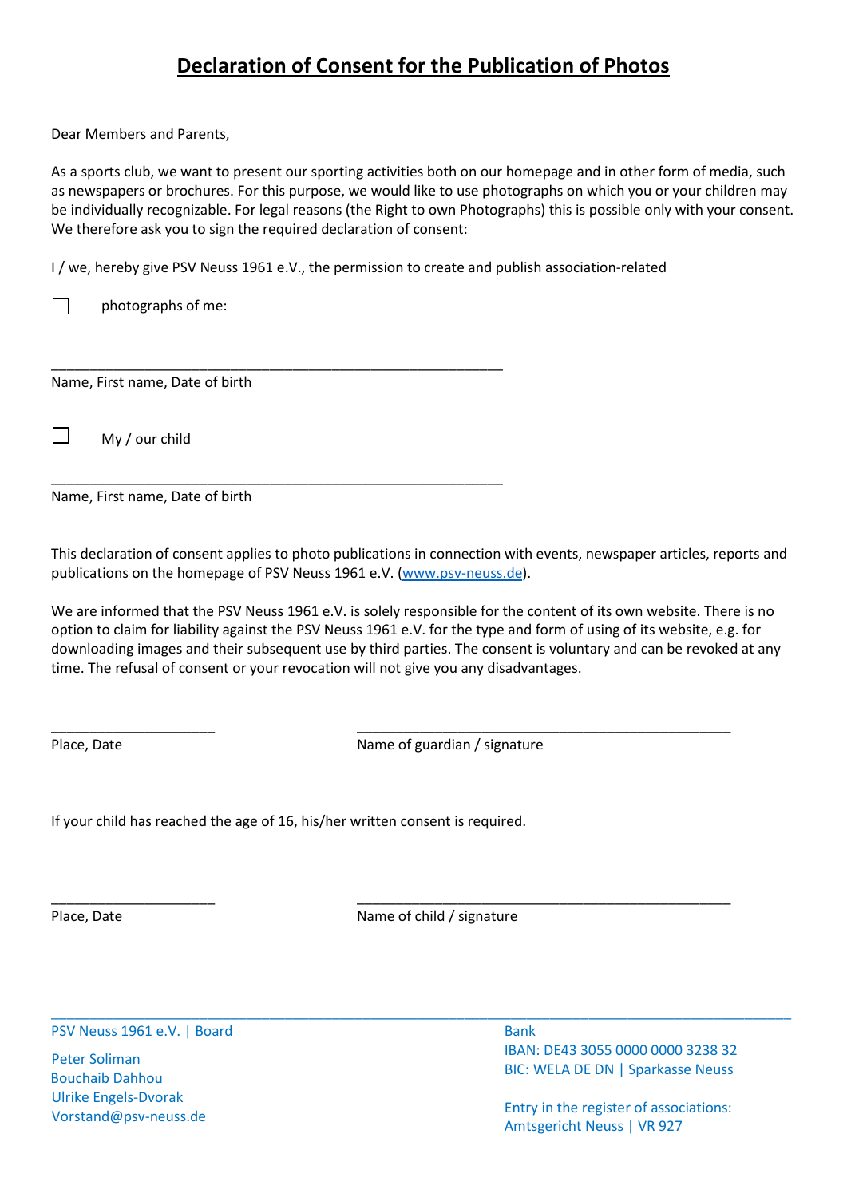# Declaration of Consent for the Publication of Photos

Dear Members and Parents,

As a sports club, we want to present our sporting activities both on our homepage and in other form of media, such as newspapers or brochures. For this purpose, we would like to use photographs on which you or your children may be individually recognizable. For legal reasons (the Right to own Photographs) this is possible only with your consent. We therefore ask you to sign the required declaration of consent:

I / we, hereby give PSV Neuss 1961 e.V., the permission to create and publish association-related

☐ photographs of me:

_____________________________________________

Name, First name, Date of birth

☐ My / our child

_____________________________________________

Name, First name, Date of birth

This declaration of consent applies to photo publications in connection with events, newspaper articles, reports and publications on the homepage of PSV Neuss 1961 e.V. (www.psv-neuss.de).

We are informed that the PSV Neuss 1961 e.V. is solely responsible for the content of its own website. There is no option to claim for liability against the PSV Neuss 1961 e.V. for the type and form of using of its website, e.g. for downloading images and their subsequent use by third parties. The consent is voluntary and can be revoked at any time. The refusal of consent or your revocation will not give you any disadvantages.

____________________ ________________________________________

Place, Date Name of guardian / signature

If your child has reached the age of 16, his/her written consent is required.

____________________ ________________________________________

Place, Date Name of child / signature

---

PSV Neuss 1961 e.V. | Board

Peter Soliman
Bouchaib Dahhou
Ulrike Engels-Dvorak
Vorstand@psv-neuss.de

Bank
IBAN: DE43 3055 0000 0000 3238 32
BIC: WELA DE DN | Sparkasse Neuss

Entry in the register of associations:
Amtsgericht Neuss | VR 927